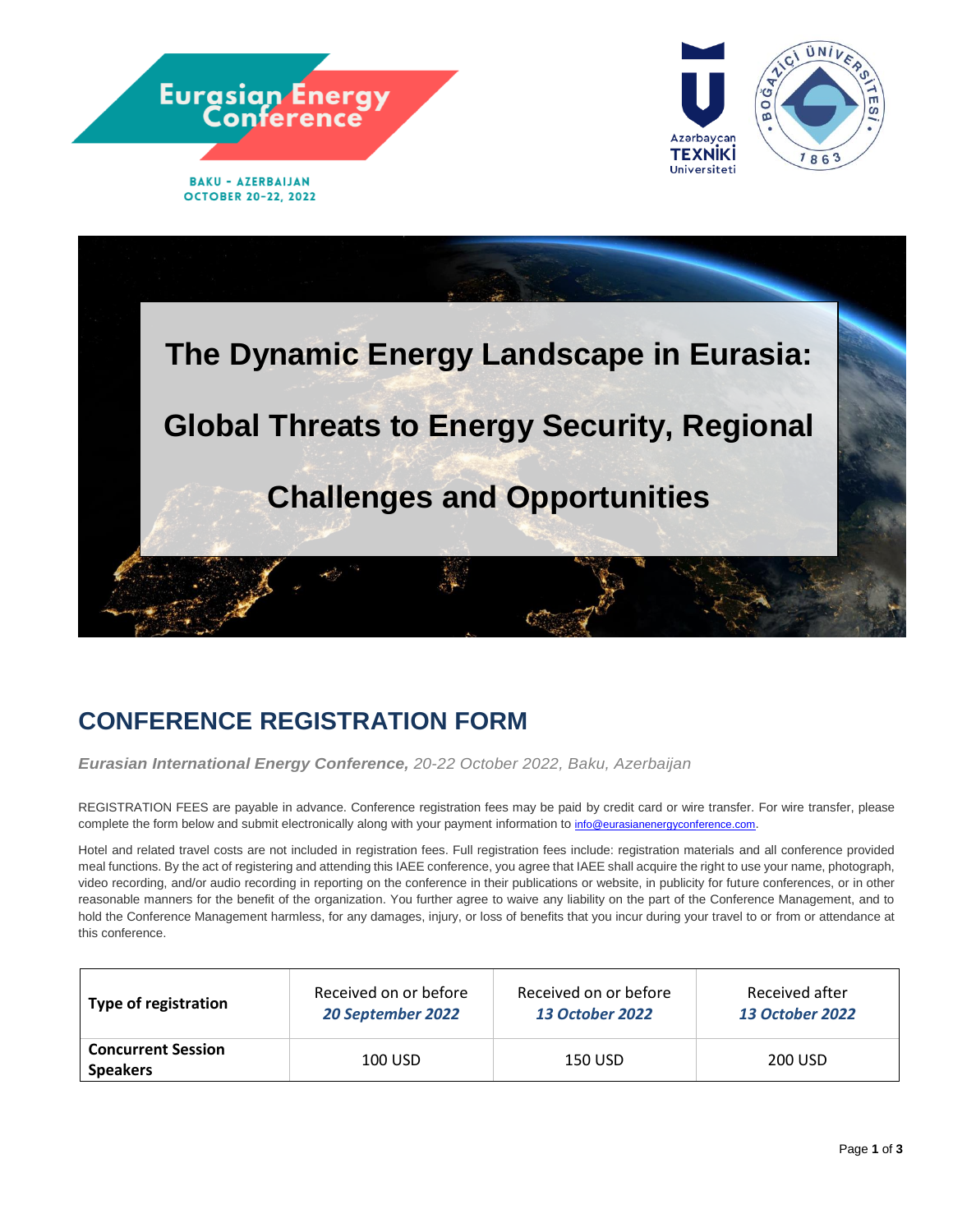Eurasian Energy Conference

BAKU - AZERBAIJAN
OCTOBER 20-22, 2022

Azərbaycan TEXNİKİ Universiteti

BOĞAZİÇİ ÜNİVERSİTESİ 1863

# The Dynamic Energy Landscape in Eurasia: Global Threats to Energy Security, Regional Challenges and Opportunities

## CONFERENCE REGISTRATION FORM

***Eurasian International Energy Conference,*** *20-22 October 2022, Baku, Azerbaijan*

REGISTRATION FEES are payable in advance. Conference registration fees may be paid by credit card or wire transfer. For wire transfer, please complete the form below and submit electronically along with your payment information to info@eurasianenergyconference.com.

Hotel and related travel costs are not included in registration fees. Full registration fees include: registration materials and all conference provided meal functions. By the act of registering and attending this IAEE conference, you agree that IAEE shall acquire the right to use your name, photograph, video recording, and/or audio recording in reporting on the conference in their publications or website, in publicity for future conferences, or in other reasonable manners for the benefit of the organization. You further agree to waive any liability on the part of the Conference Management, and to hold the Conference Management harmless, for any damages, injury, or loss of benefits that you incur during your travel to or from or attendance at this conference.

| **Type of registration** | Received on or before ***20 September 2022*** | Received on or before ***13 October 2022*** | Received after ***13 October 2022*** |
|---|---|---|---|
| **Concurrent Session Speakers** | 100 USD | 150 USD | 200 USD |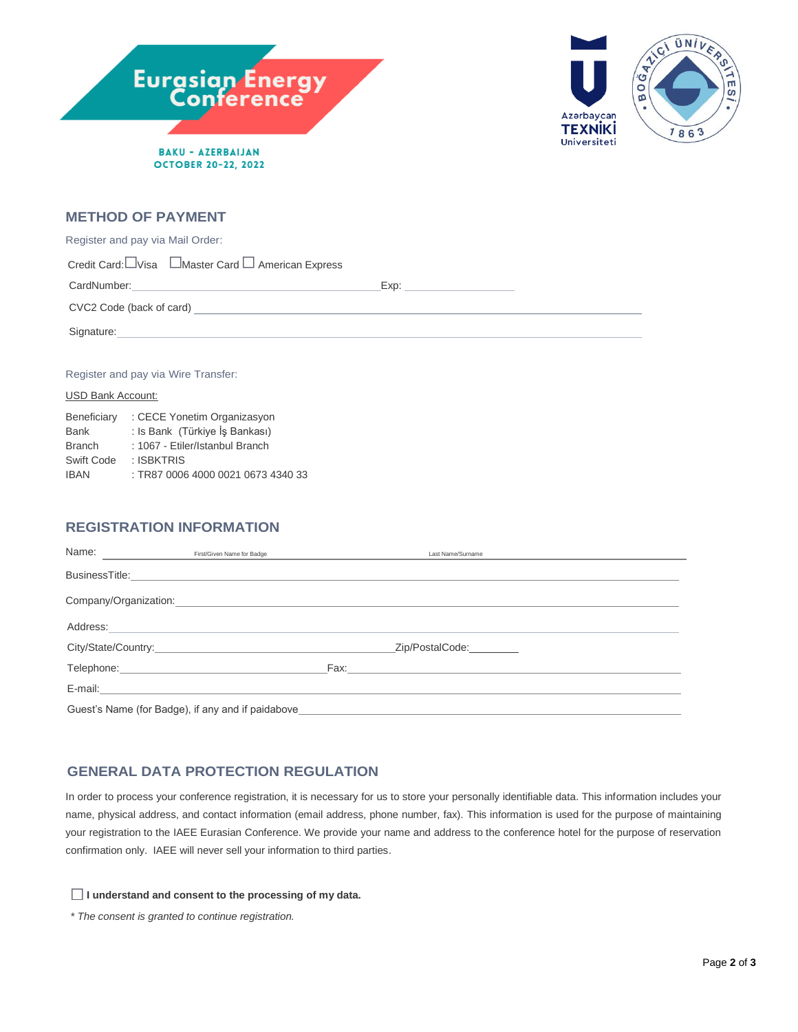Eurasian Energy Conference

BAKU - AZERBAIJAN
OCTOBER 20-22, 2022

Azərbaycan TEXNİKİ Universiteti

BOĞAZİÇİ ÜNİVERSİTESİ 1863

## METHOD OF PAYMENT

Register and pay via Mail Order:

Credit Card: ☐ Visa ☐ Master Card ☐ American Express

CardNumber: ______________________________ Exp: ______________

CVC2 Code (back of card) ______________________________________________

Signature: ______________________________________________

Register and pay via Wire Transfer:

USD Bank Account:

| | |
|---|---|
| Beneficiary | : CECE Yonetim Organizasyon |
| Bank | : Is Bank (Türkiye İş Bankası) |
| Branch | : 1067 - Etiler/Istanbul Branch |
| Swift Code | : ISBKTRIS |
| IBAN | : TR87 0006 4000 0021 0673 4340 33 |

## REGISTRATION INFORMATION

Name: ______________ First/Given Name for Badge ______________ Last Name/Surname ______________

BusinessTitle: ______________________________________________

Company/Organization: ______________________________________________

Address: ______________________________________________

City/State/Country: ______________________________ Zip/PostalCode: ________

Telephone: ______________________ Fax: ______________________

E-mail: ______________________________________________

Guest's Name (for Badge), if any and if paidabove ______________________________

## GENERAL DATA PROTECTION REGULATION

In order to process your conference registration, it is necessary for us to store your personally identifiable data. This information includes your name, physical address, and contact information (email address, phone number, fax). This information is used for the purpose of maintaining your registration to the IAEE Eurasian Conference. We provide your name and address to the conference hotel for the purpose of reservation confirmation only. IAEE will never sell your information to third parties.

☐ **I understand and consent to the processing of my data.**

*\* The consent is granted to continue registration.*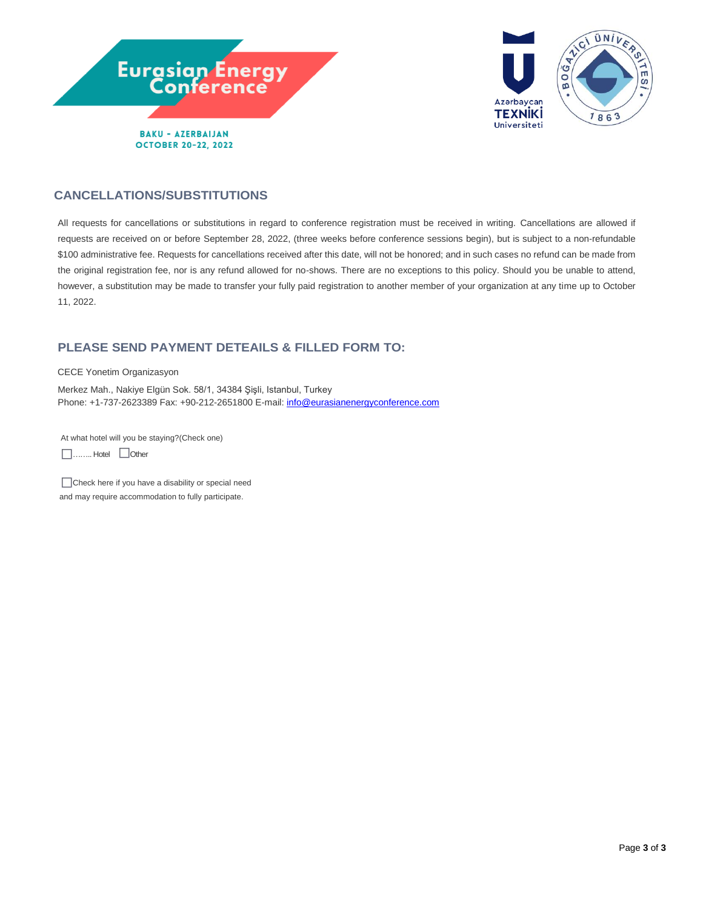## CANCELLATIONS/SUBSTITUTIONS

All requests for cancellations or substitutions in regard to conference registration must be received in writing. Cancellations are allowed if requests are received on or before September 28, 2022, (three weeks before conference sessions begin), but is subject to a non-refundable $100 administrative fee. Requests for cancellations received after this date, will not be honored; and in such cases no refund can be made from the original registration fee, nor is any refund allowed for no-shows. There are no exceptions to this policy. Should you be unable to attend, however, a substitution may be made to transfer your fully paid registration to another member of your organization at any time up to October 11, 2022.

## PLEASE SEND PAYMENT DETEAILS & FILLED FORM TO:

CECE Yonetim Organizasyon

Merkez Mah., Nakiye Elgün Sok. 58/1, 34384 Şişli, Istanbul, Turkey
Phone: +1-737-2623389 Fax: +90-212-2651800 E-mail: info@eurasianenergyconference.com

At what hotel will you be staying?(Check one)

☐ …….. Hotel ☐ Other

☐ Check here if you have a disability or special need and may require accommodation to fully participate.